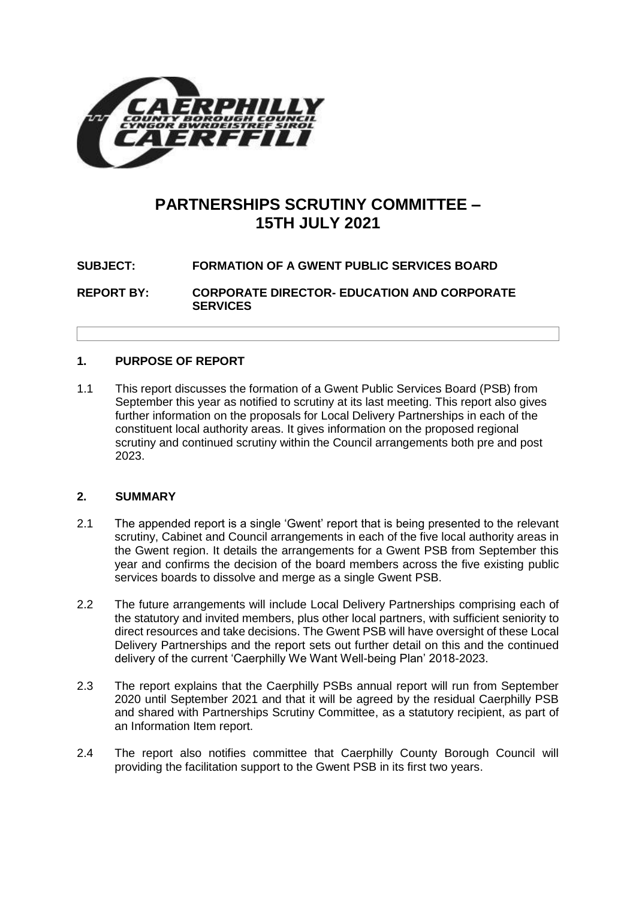# PARTNERSHIPS SCRUTINY COMMITTEE – 15TH JULY 2021

**SUBJECT: FORMATION OF A GWENT PUBLIC SERVICES BOARD**

**REPORT BY: CORPORATE DIRECTOR- EDUCATION AND CORPORATE SERVICES**

## 1. PURPOSE OF REPORT

1.1 This report discusses the formation of a Gwent Public Services Board (PSB) from September this year as notified to scrutiny at its last meeting. This report also gives further information on the proposals for Local Delivery Partnerships in each of the constituent local authority areas. It gives information on the proposed regional scrutiny and continued scrutiny within the Council arrangements both pre and post 2023.

## 2. SUMMARY

2.1 The appended report is a single 'Gwent' report that is being presented to the relevant scrutiny, Cabinet and Council arrangements in each of the five local authority areas in the Gwent region. It details the arrangements for a Gwent PSB from September this year and confirms the decision of the board members across the five existing public services boards to dissolve and merge as a single Gwent PSB.

2.2 The future arrangements will include Local Delivery Partnerships comprising each of the statutory and invited members, plus other local partners, with sufficient seniority to direct resources and take decisions. The Gwent PSB will have oversight of these Local Delivery Partnerships and the report sets out further detail on this and the continued delivery of the current 'Caerphilly We Want Well-being Plan' 2018-2023.

2.3 The report explains that the Caerphilly PSBs annual report will run from September 2020 until September 2021 and that it will be agreed by the residual Caerphilly PSB and shared with Partnerships Scrutiny Committee, as a statutory recipient, as part of an Information Item report.

2.4 The report also notifies committee that Caerphilly County Borough Council will providing the facilitation support to the Gwent PSB in its first two years.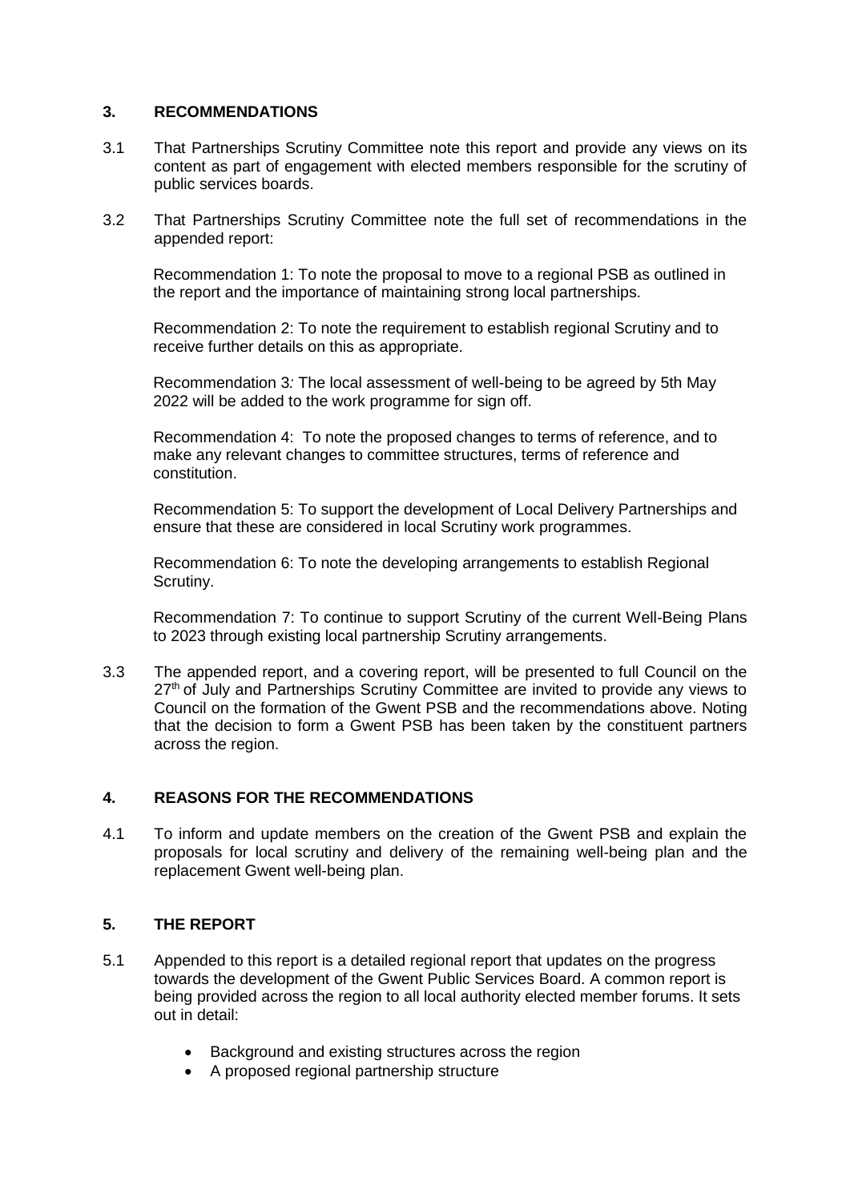## 3. RECOMMENDATIONS

3.1 That Partnerships Scrutiny Committee note this report and provide any views on its content as part of engagement with elected members responsible for the scrutiny of public services boards.

3.2 That Partnerships Scrutiny Committee note the full set of recommendations in the appended report:

Recommendation 1: To note the proposal to move to a regional PSB as outlined in the report and the importance of maintaining strong local partnerships.

Recommendation 2: To note the requirement to establish regional Scrutiny and to receive further details on this as appropriate.

Recommendation 3*:* The local assessment of well-being to be agreed by 5th May 2022 will be added to the work programme for sign off.

Recommendation 4: To note the proposed changes to terms of reference, and to make any relevant changes to committee structures, terms of reference and constitution.

Recommendation 5: To support the development of Local Delivery Partnerships and ensure that these are considered in local Scrutiny work programmes.

Recommendation 6: To note the developing arrangements to establish Regional Scrutiny.

Recommendation 7: To continue to support Scrutiny of the current Well-Being Plans to 2023 through existing local partnership Scrutiny arrangements.

3.3 The appended report, and a covering report, will be presented to full Council on the 27th of July and Partnerships Scrutiny Committee are invited to provide any views to Council on the formation of the Gwent PSB and the recommendations above. Noting that the decision to form a Gwent PSB has been taken by the constituent partners across the region.

## 4. REASONS FOR THE RECOMMENDATIONS

4.1 To inform and update members on the creation of the Gwent PSB and explain the proposals for local scrutiny and delivery of the remaining well-being plan and the replacement Gwent well-being plan.

## 5. THE REPORT

5.1 Appended to this report is a detailed regional report that updates on the progress towards the development of the Gwent Public Services Board. A common report is being provided across the region to all local authority elected member forums. It sets out in detail:

- Background and existing structures across the region
- A proposed regional partnership structure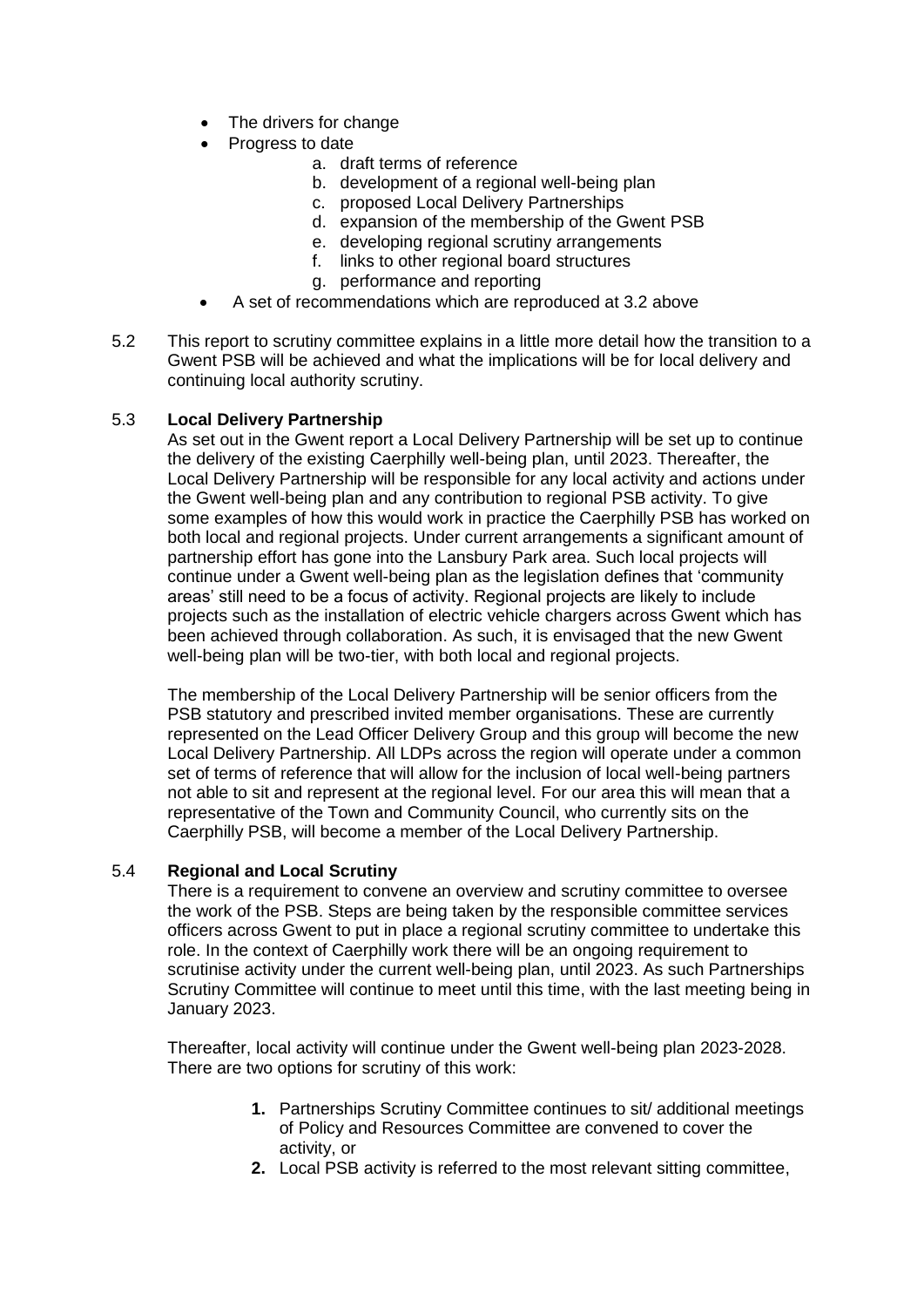- The drivers for change
- Progress to date
    - a. draft terms of reference
    - b. development of a regional well-being plan
    - c. proposed Local Delivery Partnerships
    - d. expansion of the membership of the Gwent PSB
    - e. developing regional scrutiny arrangements
    - f. links to other regional board structures
    - g. performance and reporting
- A set of recommendations which are reproduced at 3.2 above

5.2 This report to scrutiny committee explains in a little more detail how the transition to a Gwent PSB will be achieved and what the implications will be for local delivery and continuing local authority scrutiny.

5.3 **Local Delivery Partnership**

As set out in the Gwent report a Local Delivery Partnership will be set up to continue the delivery of the existing Caerphilly well-being plan, until 2023. Thereafter, the Local Delivery Partnership will be responsible for any local activity and actions under the Gwent well-being plan and any contribution to regional PSB activity. To give some examples of how this would work in practice the Caerphilly PSB has worked on both local and regional projects. Under current arrangements a significant amount of partnership effort has gone into the Lansbury Park area. Such local projects will continue under a Gwent well-being plan as the legislation defines that 'community areas' still need to be a focus of activity. Regional projects are likely to include projects such as the installation of electric vehicle chargers across Gwent which has been achieved through collaboration. As such, it is envisaged that the new Gwent well-being plan will be two-tier, with both local and regional projects.

The membership of the Local Delivery Partnership will be senior officers from the PSB statutory and prescribed invited member organisations. These are currently represented on the Lead Officer Delivery Group and this group will become the new Local Delivery Partnership. All LDPs across the region will operate under a common set of terms of reference that will allow for the inclusion of local well-being partners not able to sit and represent at the regional level. For our area this will mean that a representative of the Town and Community Council, who currently sits on the Caerphilly PSB, will become a member of the Local Delivery Partnership.

5.4 **Regional and Local Scrutiny**

There is a requirement to convene an overview and scrutiny committee to oversee the work of the PSB. Steps are being taken by the responsible committee services officers across Gwent to put in place a regional scrutiny committee to undertake this role. In the context of Caerphilly work there will be an ongoing requirement to scrutinise activity under the current well-being plan, until 2023. As such Partnerships Scrutiny Committee will continue to meet until this time, with the last meeting being in January 2023.

Thereafter, local activity will continue under the Gwent well-being plan 2023-2028. There are two options for scrutiny of this work:

1. Partnerships Scrutiny Committee continues to sit/ additional meetings of Policy and Resources Committee are convened to cover the activity, or
2. Local PSB activity is referred to the most relevant sitting committee,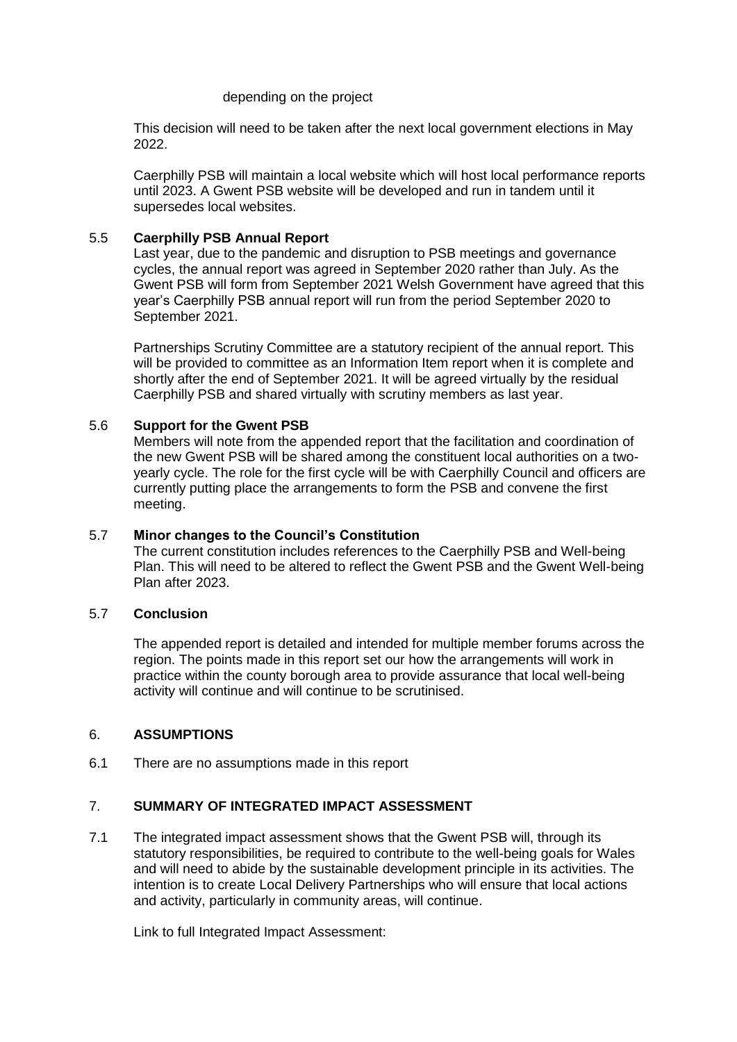depending on the project

This decision will need to be taken after the next local government elections in May 2022.

Caerphilly PSB will maintain a local website which will host local performance reports until 2023. A Gwent PSB website will be developed and run in tandem until it supersedes local websites.

### 5.5 Caerphilly PSB Annual Report

Last year, due to the pandemic and disruption to PSB meetings and governance cycles, the annual report was agreed in September 2020 rather than July. As the Gwent PSB will form from September 2021 Welsh Government have agreed that this year's Caerphilly PSB annual report will run from the period September 2020 to September 2021.

Partnerships Scrutiny Committee are a statutory recipient of the annual report. This will be provided to committee as an Information Item report when it is complete and shortly after the end of September 2021. It will be agreed virtually by the residual Caerphilly PSB and shared virtually with scrutiny members as last year.

### 5.6 Support for the Gwent PSB

Members will note from the appended report that the facilitation and coordination of the new Gwent PSB will be shared among the constituent local authorities on a two-yearly cycle. The role for the first cycle will be with Caerphilly Council and officers are currently putting place the arrangements to form the PSB and convene the first meeting.

### 5.7 Minor changes to the Council's Constitution

The current constitution includes references to the Caerphilly PSB and Well-being Plan. This will need to be altered to reflect the Gwent PSB and the Gwent Well-being Plan after 2023.

### 5.7 Conclusion

The appended report is detailed and intended for multiple member forums across the region. The points made in this report set our how the arrangements will work in practice within the county borough area to provide assurance that local well-being activity will continue and will continue to be scrutinised.

## 6. ASSUMPTIONS

6.1 There are no assumptions made in this report

## 7. SUMMARY OF INTEGRATED IMPACT ASSESSMENT

7.1 The integrated impact assessment shows that the Gwent PSB will, through its statutory responsibilities, be required to contribute to the well-being goals for Wales and will need to abide by the sustainable development principle in its activities. The intention is to create Local Delivery Partnerships who will ensure that local actions and activity, particularly in community areas, will continue.

Link to full Integrated Impact Assessment: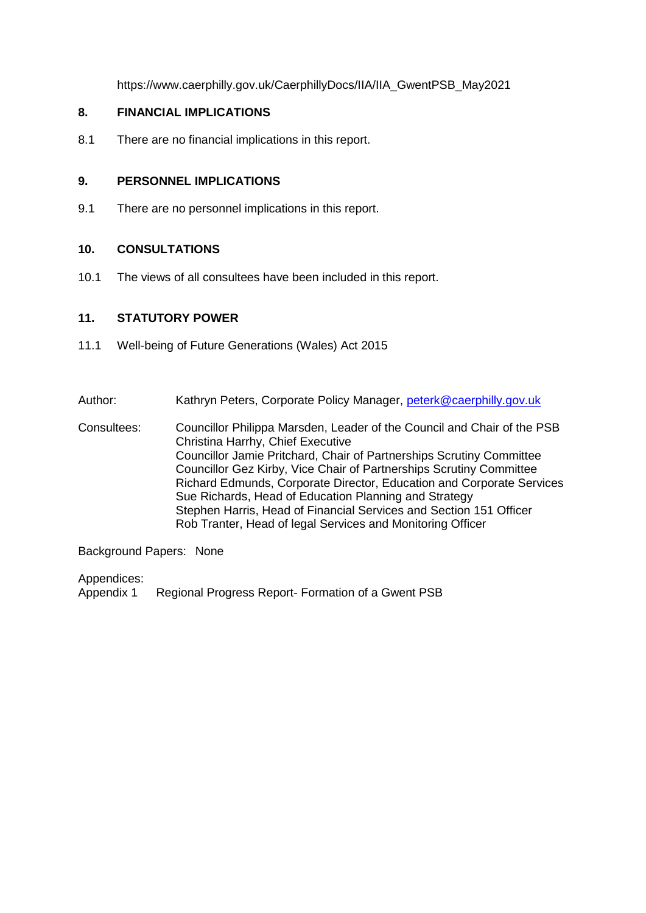https://www.caerphilly.gov.uk/CaerphillyDocs/IIA/IIA_GwentPSB_May2021

## 8. FINANCIAL IMPLICATIONS

8.1 There are no financial implications in this report.

## 9. PERSONNEL IMPLICATIONS

9.1 There are no personnel implications in this report.

## 10. CONSULTATIONS

10.1 The views of all consultees have been included in this report.

## 11. STATUTORY POWER

11.1 Well-being of Future Generations (Wales) Act 2015

Author: Kathryn Peters, Corporate Policy Manager, peterk@caerphilly.gov.uk

Consultees: Councillor Philippa Marsden, Leader of the Council and Chair of the PSB
Christina Harrhy, Chief Executive
Councillor Jamie Pritchard, Chair of Partnerships Scrutiny Committee
Councillor Gez Kirby, Vice Chair of Partnerships Scrutiny Committee
Richard Edmunds, Corporate Director, Education and Corporate Services
Sue Richards, Head of Education Planning and Strategy
Stephen Harris, Head of Financial Services and Section 151 Officer
Rob Tranter, Head of legal Services and Monitoring Officer

Background Papers: None

Appendices:
Appendix 1 Regional Progress Report- Formation of a Gwent PSB